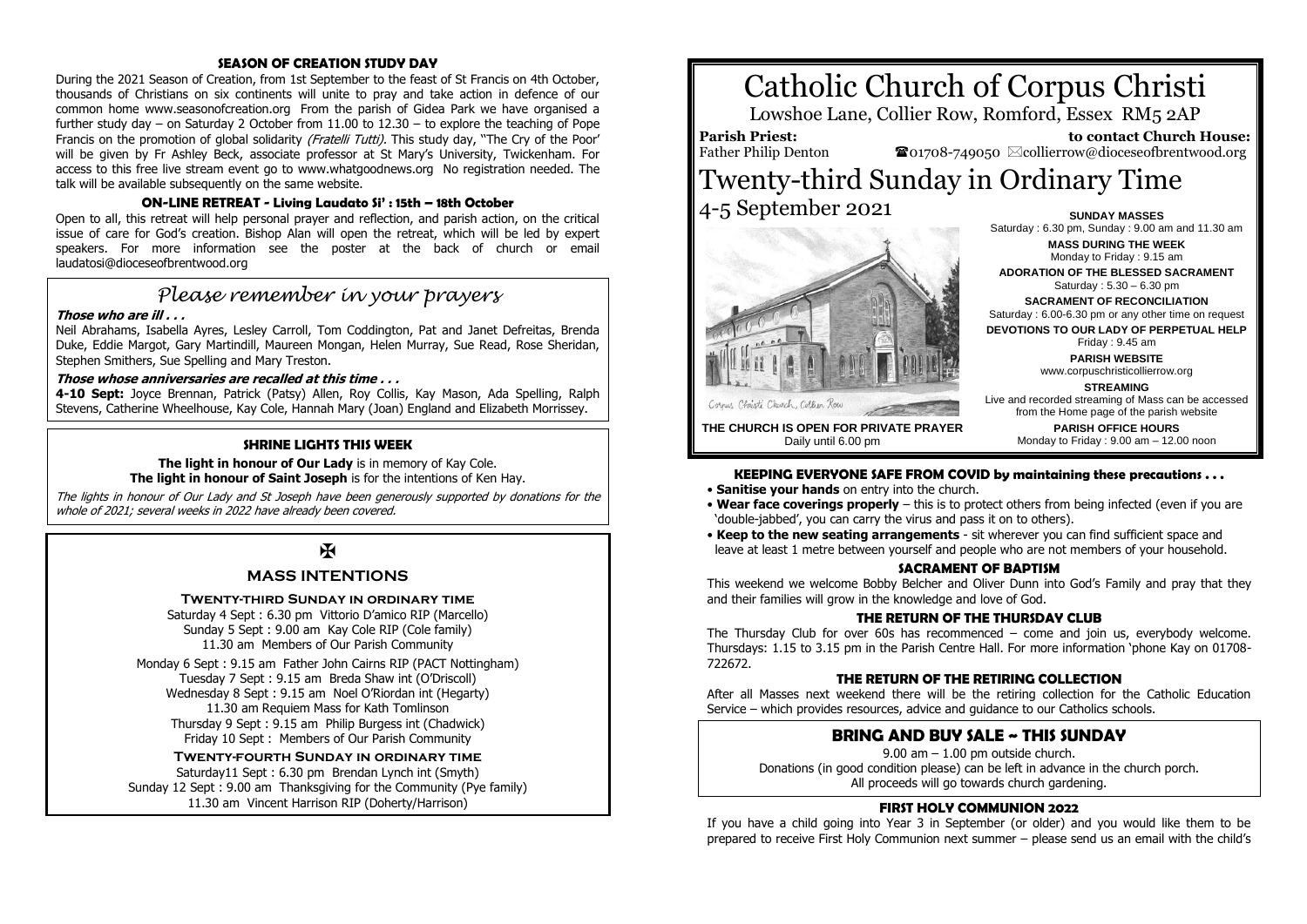## SEASON OF CREATION STUDY DAY

During the 2021 Season of Creation, from 1st September to the feast of St Francis on 4th October, thousands of Christians on six continents will unite to pray and take action in defence of our common home www.seasonofcreation.org From the parish of Gidea Park we have organised a further study day – on Saturday 2 October from 11.00 to 12.30 – to explore the teaching of Pope Francis on the promotion of global solidarity *(Fratelli Tutti)*. This study day, "The Cry of the Poor' will be given by Fr Ashley Beck, associate professor at St Mary's University, Twickenham. For access to this free live stream event go to www.whatgoodnews.org No registration needed. The talk will be available subsequently on the same website.

## ON-LINE RETREAT - Living Laudato Si' : 15th – 18th October

Open to all, this retreat will help personal prayer and reflection, and parish action, on the critical issue of care for God's creation. Bishop Alan will open the retreat, which will be led by expert speakers. For more information see the poster at the back of church or email laudatosi@dioceseofbrentwood.org

## *Please remember in your prayers*

***Those who are ill . . .***

Neil Abrahams, Isabella Ayres, Lesley Carroll, Tom Coddington, Pat and Janet Defreitas, Brenda Duke, Eddie Margot, Gary Martindill, Maureen Mongan, Helen Murray, Sue Read, Rose Sheridan, Stephen Smithers, Sue Spelling and Mary Treston.

***Those whose anniversaries are recalled at this time . . .***

**4-10 Sept:** Joyce Brennan, Patrick (Patsy) Allen, Roy Collis, Kay Mason, Ada Spelling, Ralph Stevens, Catherine Wheelhouse, Kay Cole, Hannah Mary (Joan) England and Elizabeth Morrissey.

## SHRINE LIGHTS THIS WEEK

**The light in honour of Our Lady** is in memory of Kay Cole.
**The light in honour of Saint Joseph** is for the intentions of Ken Hay.

*The lights in honour of Our Lady and St Joseph have been generously supported by donations for the whole of 2021; several weeks in 2022 have already been covered.*

✠

## MASS INTENTIONS

**Twenty-third Sunday in ordinary time**

Saturday 4 Sept : 6.30 pm Vittorio D'amico RIP (Marcello)
Sunday 5 Sept : 9.00 am Kay Cole RIP (Cole family)
11.30 am Members of Our Parish Community

Monday 6 Sept : 9.15 am Father John Cairns RIP (PACT Nottingham)
Tuesday 7 Sept : 9.15 am Breda Shaw int (O'Driscoll)
Wednesday 8 Sept : 9.15 am Noel O'Riordan int (Hegarty)
11.30 am Requiem Mass for Kath Tomlinson
Thursday 9 Sept : 9.15 am Philip Burgess int (Chadwick)
Friday 10 Sept : Members of Our Parish Community

**Twenty-fourth Sunday in ordinary time**

Saturday11 Sept : 6.30 pm Brendan Lynch int (Smyth)
Sunday 12 Sept : 9.00 am Thanksgiving for the Community (Pye family)
11.30 am Vincent Harrison RIP (Doherty/Harrison)

# Catholic Church of Corpus Christi

Lowshoe Lane, Collier Row, Romford, Essex RM5 2AP

**Parish Priest:** Father Philip Denton

**to contact Church House:** ☎01708-749050 ✉collierrow@dioceseofbrentwood.org

# Twenty-third Sunday in Ordinary Time

## 4-5 September 2021

Corpus Christi Church, Collier Row

**THE CHURCH IS OPEN FOR PRIVATE PRAYER**
Daily until 6.00 pm

**SUNDAY MASSES**
Saturday : 6.30 pm, Sunday : 9.00 am and 11.30 am

**MASS DURING THE WEEK**
Monday to Friday : 9.15 am

**ADORATION OF THE BLESSED SACRAMENT**
Saturday : 5.30 – 6.30 pm

**SACRAMENT OF RECONCILIATION**
Saturday : 6.00-6.30 pm or any other time on request

**DEVOTIONS TO OUR LADY OF PERPETUAL HELP**
Friday : 9.45 am

**PARISH WEBSITE**
www.corpuschristicollierrow.org

**STREAMING**
Live and recorded streaming of Mass can be accessed from the Home page of the parish website

**PARISH OFFICE HOURS**
Monday to Friday : 9.00 am – 12.00 noon

## KEEPING EVERYONE SAFE FROM COVID by maintaining these precautions . . .

- **Sanitise your hands** on entry into the church.
- **Wear face coverings properly** – this is to protect others from being infected (even if you are 'double-jabbed', you can carry the virus and pass it on to others).
- **Keep to the new seating arrangements** - sit wherever you can find sufficient space and leave at least 1 metre between yourself and people who are not members of your household.

## SACRAMENT OF BAPTISM

This weekend we welcome Bobby Belcher and Oliver Dunn into God's Family and pray that they and their families will grow in the knowledge and love of God.

## THE RETURN OF THE THURSDAY CLUB

The Thursday Club for over 60s has recommenced – come and join us, everybody welcome. Thursdays: 1.15 to 3.15 pm in the Parish Centre Hall. For more information 'phone Kay on 01708-722672.

## THE RETURN OF THE RETIRING COLLECTION

After all Masses next weekend there will be the retiring collection for the Catholic Education Service – which provides resources, advice and guidance to our Catholics schools.

## BRING AND BUY SALE ~ THIS SUNDAY

9.00 am – 1.00 pm outside church.
Donations (in good condition please) can be left in advance in the church porch.
All proceeds will go towards church gardening.

## FIRST HOLY COMMUNION 2022

If you have a child going into Year 3 in September (or older) and you would like them to be prepared to receive First Holy Communion next summer – please send us an email with the child's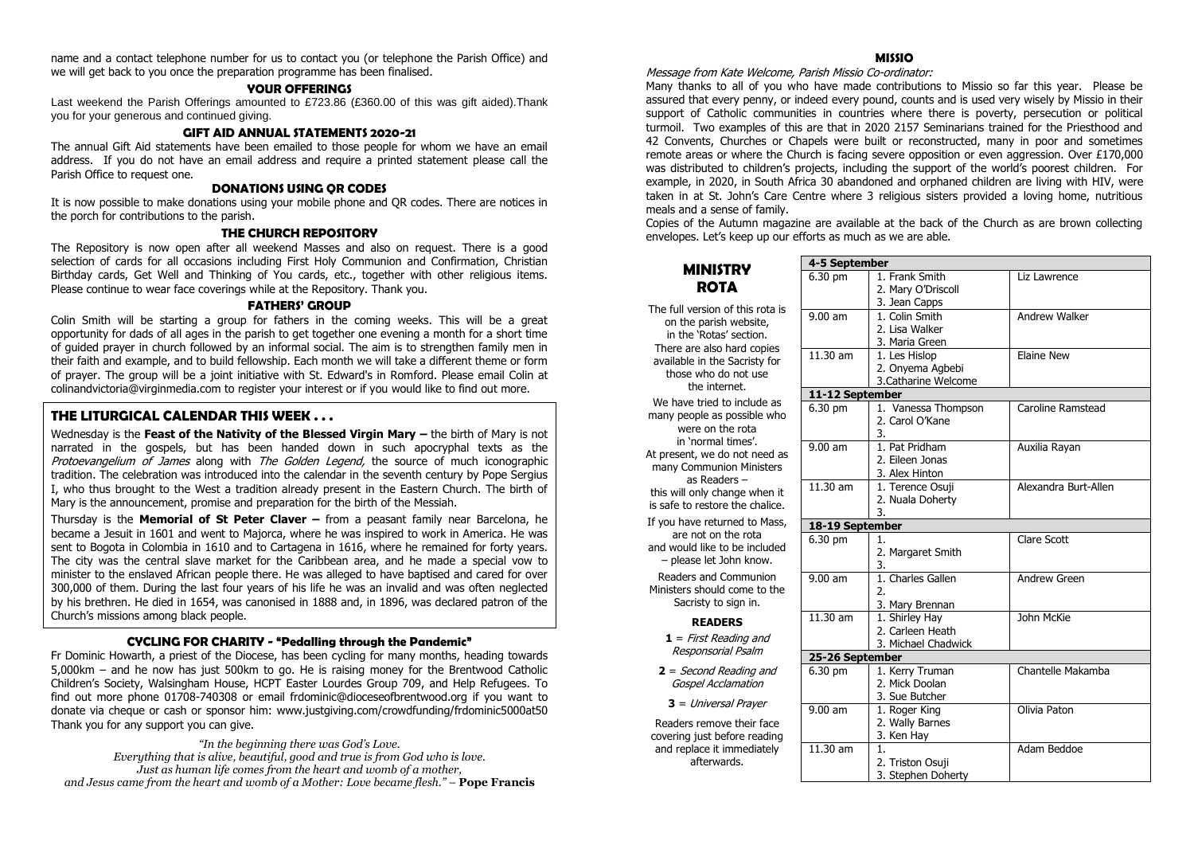name and a contact telephone number for us to contact you (or telephone the Parish Office) and we will get back to you once the preparation programme has been finalised.

### YOUR OFFERINGS

Last weekend the Parish Offerings amounted to £723.86 (£360.00 of this was gift aided).Thank you for your generous and continued giving.

### GIFT AID ANNUAL STATEMENTS 2020-21

The annual Gift Aid statements have been emailed to those people for whom we have an email address. If you do not have an email address and require a printed statement please call the Parish Office to request one.

### DONATIONS USING QR CODES

It is now possible to make donations using your mobile phone and QR codes. There are notices in the porch for contributions to the parish.

### THE CHURCH REPOSITORY

The Repository is now open after all weekend Masses and also on request. There is a good selection of cards for all occasions including First Holy Communion and Confirmation, Christian Birthday cards, Get Well and Thinking of You cards, etc., together with other religious items. Please continue to wear face coverings while at the Repository. Thank you.

### FATHERS' GROUP

Colin Smith will be starting a group for fathers in the coming weeks. This will be a great opportunity for dads of all ages in the parish to get together one evening a month for a short time of guided prayer in church followed by an informal social. The aim is to strengthen family men in their faith and example, and to build fellowship. Each month we will take a different theme or form of prayer. The group will be a joint initiative with St. Edward's in Romford. Please email Colin at colinandvictoria@virginmedia.com to register your interest or if you would like to find out more.

## THE LITURGICAL CALENDAR THIS WEEK . . .

Wednesday is the **Feast of the Nativity of the Blessed Virgin Mary –** the birth of Mary is not narrated in the gospels, but has been handed down in such apocryphal texts as the *Protoevangelium of James* along with *The Golden Legend,* the source of much iconographic tradition. The celebration was introduced into the calendar in the seventh century by Pope Sergius I, who thus brought to the West a tradition already present in the Eastern Church. The birth of Mary is the announcement, promise and preparation for the birth of the Messiah.

Thursday is the **Memorial of St Peter Claver –** from a peasant family near Barcelona, he became a Jesuit in 1601 and went to Majorca, where he was inspired to work in America. He was sent to Bogota in Colombia in 1610 and to Cartagena in 1616, where he remained for forty years. The city was the central slave market for the Caribbean area, and he made a special vow to minister to the enslaved African people there. He was alleged to have baptised and cared for over 300,000 of them. During the last four years of his life he was an invalid and was often neglected by his brethren. He died in 1654, was canonised in 1888 and, in 1896, was declared patron of the Church's missions among black people.

### CYCLING FOR CHARITY - "Pedalling through the Pandemic"

Fr Dominic Howarth, a priest of the Diocese, has been cycling for many months, heading towards 5,000km – and he now has just 500km to go. He is raising money for the Brentwood Catholic Children's Society, Walsingham House, HCPT Easter Lourdes Group 709, and Help Refugees. To find out more phone 01708-740308 or email frdominic@dioceseofbrentwood.org if you want to donate via cheque or cash or sponsor him: www.justgiving.com/crowdfunding/frdominic5000at50 Thank you for any support you can give.

*"In the beginning there was God's Love.*
*Everything that is alive, beautiful, good and true is from God who is love.*
*Just as human life comes from the heart and womb of a mother,*
*and Jesus came from the heart and womb of a Mother: Love became flesh."* – **Pope Francis**

### MISSIO

*Message from Kate Welcome, Parish Missio Co-ordinator:*

Many thanks to all of you who have made contributions to Missio so far this year. Please be assured that every penny, or indeed every pound, counts and is used very wisely by Missio in their support of Catholic communities in countries where there is poverty, persecution or political turmoil. Two examples of this are that in 2020 2157 Seminarians trained for the Priesthood and 42 Convents, Churches or Chapels were built or reconstructed, many in poor and sometimes remote areas or where the Church is facing severe opposition or even aggression. Over £170,000 was distributed to children's projects, including the support of the world's poorest children. For example, in 2020, in South Africa 30 abandoned and orphaned children are living with HIV, were taken in at St. John's Care Centre where 3 religious sisters provided a loving home, nutritious meals and a sense of family.

Copies of the Autumn magazine are available at the back of the Church as are brown collecting envelopes. Let's keep up our efforts as much as we are able.

## MINISTRY ROTA

The full version of this rota is on the parish website, in the 'Rotas' section. There are also hard copies available in the Sacristy for those who do not use the internet.

We have tried to include as many people as possible who were on the rota in 'normal times'. At present, we do not need as many Communion Ministers as Readers – this will only change when it is safe to restore the chalice.

If you have returned to Mass, are not on the rota and would like to be included – please let John know.

Readers and Communion Ministers should come to the Sacristy to sign in.

#### READERS

**1** = *First Reading and Responsorial Psalm*

**2** = *Second Reading and Gospel Acclamation*

**3** = *Universal Prayer*

Readers remove their face covering just before reading and replace it immediately afterwards.

| | | |
|---|---|---|
| **4-5 September** | | |
| 6.30 pm | 1. Frank Smith<br>2. Mary O'Driscoll<br>3. Jean Capps | Liz Lawrence |
| 9.00 am | 1. Colin Smith<br>2. Lisa Walker<br>3. Maria Green | Andrew Walker |
| 11.30 am | 1. Les Hislop<br>2. Onyema Agbebi<br>3.Catharine Welcome | Elaine New |
| **11-12 September** | | |
| 6.30 pm | 1. Vanessa Thompson<br>2. Carol O'Kane<br>3. | Caroline Ramstead |
| 9.00 am | 1. Pat Pridham<br>2. Eileen Jonas<br>3. Alex Hinton | Auxilia Rayan |
| 11.30 am | 1. Terence Osuji<br>2. Nuala Doherty<br>3. | Alexandra Burt-Allen |
| **18-19 September** | | |
| 6.30 pm | 1.<br>2. Margaret Smith<br>3. | Clare Scott |
| 9.00 am | 1. Charles Gallen<br>2.<br>3. Mary Brennan | Andrew Green |
| 11.30 am | 1. Shirley Hay<br>2. Carleen Heath<br>3. Michael Chadwick | John McKie |
| **25-26 September** | | |
| 6.30 pm | 1. Kerry Truman<br>2. Mick Doolan<br>3. Sue Butcher | Chantelle Makamba |
| 9.00 am | 1. Roger King<br>2. Wally Barnes<br>3. Ken Hay | Olivia Paton |
| 11.30 am | 1.<br>2. Triston Osuji<br>3. Stephen Doherty | Adam Beddoe |